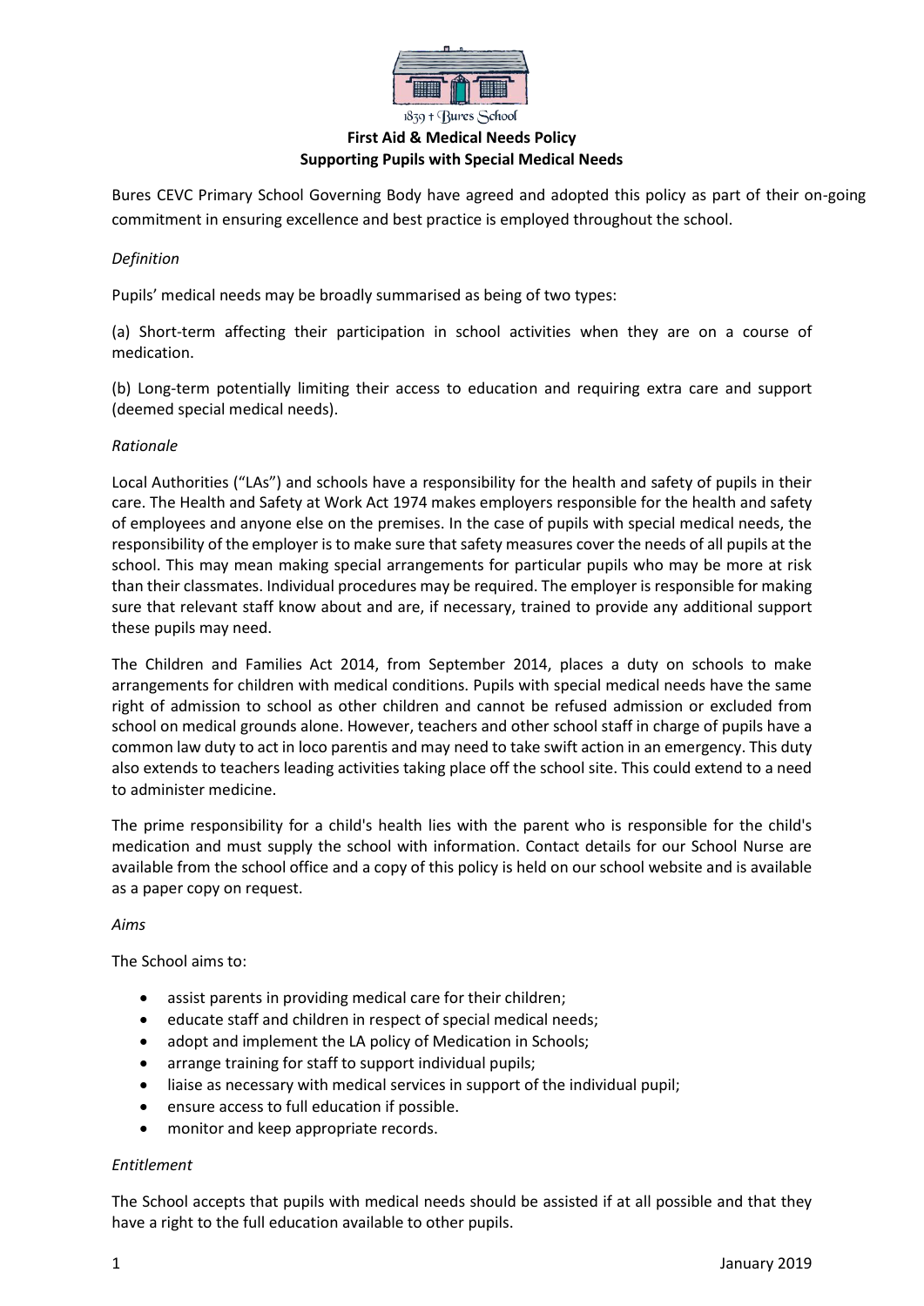1839 + Bures School

# First Aid & Medical Needs Policy
## Supporting Pupils with Special Medical Needs

Bures CEVC Primary School Governing Body have agreed and adopted this policy as part of their on-going commitment in ensuring excellence and best practice is employed throughout the school.

*Definition*

Pupils' medical needs may be broadly summarised as being of two types:

(a) Short-term affecting their participation in school activities when they are on a course of medication.

(b) Long-term potentially limiting their access to education and requiring extra care and support (deemed special medical needs).

*Rationale*

Local Authorities ("LAs") and schools have a responsibility for the health and safety of pupils in their care. The Health and Safety at Work Act 1974 makes employers responsible for the health and safety of employees and anyone else on the premises. In the case of pupils with special medical needs, the responsibility of the employer is to make sure that safety measures cover the needs of all pupils at the school. This may mean making special arrangements for particular pupils who may be more at risk than their classmates. Individual procedures may be required. The employer is responsible for making sure that relevant staff know about and are, if necessary, trained to provide any additional support these pupils may need.

The Children and Families Act 2014, from September 2014, places a duty on schools to make arrangements for children with medical conditions. Pupils with special medical needs have the same right of admission to school as other children and cannot be refused admission or excluded from school on medical grounds alone. However, teachers and other school staff in charge of pupils have a common law duty to act in loco parentis and may need to take swift action in an emergency. This duty also extends to teachers leading activities taking place off the school site. This could extend to a need to administer medicine.

The prime responsibility for a child's health lies with the parent who is responsible for the child's medication and must supply the school with information. Contact details for our School Nurse are available from the school office and a copy of this policy is held on our school website and is available as a paper copy on request.

*Aims*

The School aims to:

- assist parents in providing medical care for their children;
- educate staff and children in respect of special medical needs;
- adopt and implement the LA policy of Medication in Schools;
- arrange training for staff to support individual pupils;
- liaise as necessary with medical services in support of the individual pupil;
- ensure access to full education if possible.
- monitor and keep appropriate records.

*Entitlement*

The School accepts that pupils with medical needs should be assisted if at all possible and that they have a right to the full education available to other pupils.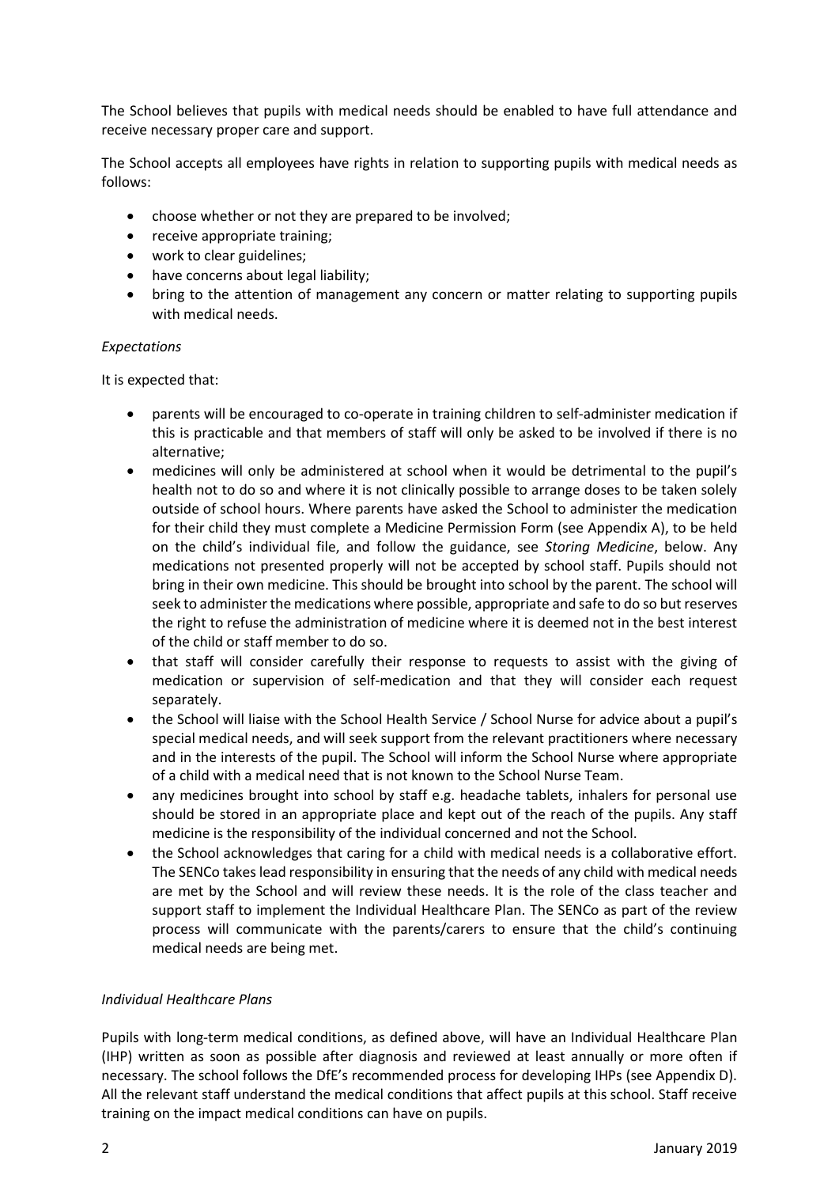The School believes that pupils with medical needs should be enabled to have full attendance and receive necessary proper care and support.

The School accepts all employees have rights in relation to supporting pupils with medical needs as follows:

- choose whether or not they are prepared to be involved;
- receive appropriate training;
- work to clear guidelines;
- have concerns about legal liability;
- bring to the attention of management any concern or matter relating to supporting pupils with medical needs.

*Expectations*

It is expected that:

- parents will be encouraged to co-operate in training children to self-administer medication if this is practicable and that members of staff will only be asked to be involved if there is no alternative;
- medicines will only be administered at school when it would be detrimental to the pupil's health not to do so and where it is not clinically possible to arrange doses to be taken solely outside of school hours. Where parents have asked the School to administer the medication for their child they must complete a Medicine Permission Form (see Appendix A), to be held on the child's individual file, and follow the guidance, see *Storing Medicine*, below. Any medications not presented properly will not be accepted by school staff. Pupils should not bring in their own medicine. This should be brought into school by the parent. The school will seek to administer the medications where possible, appropriate and safe to do so but reserves the right to refuse the administration of medicine where it is deemed not in the best interest of the child or staff member to do so.
- that staff will consider carefully their response to requests to assist with the giving of medication or supervision of self-medication and that they will consider each request separately.
- the School will liaise with the School Health Service / School Nurse for advice about a pupil's special medical needs, and will seek support from the relevant practitioners where necessary and in the interests of the pupil. The School will inform the School Nurse where appropriate of a child with a medical need that is not known to the School Nurse Team.
- any medicines brought into school by staff e.g. headache tablets, inhalers for personal use should be stored in an appropriate place and kept out of the reach of the pupils. Any staff medicine is the responsibility of the individual concerned and not the School.
- the School acknowledges that caring for a child with medical needs is a collaborative effort. The SENCo takes lead responsibility in ensuring that the needs of any child with medical needs are met by the School and will review these needs. It is the role of the class teacher and support staff to implement the Individual Healthcare Plan. The SENCo as part of the review process will communicate with the parents/carers to ensure that the child's continuing medical needs are being met.

*Individual Healthcare Plans*

Pupils with long-term medical conditions, as defined above, will have an Individual Healthcare Plan (IHP) written as soon as possible after diagnosis and reviewed at least annually or more often if necessary. The school follows the DfE's recommended process for developing IHPs (see Appendix D). All the relevant staff understand the medical conditions that affect pupils at this school. Staff receive training on the impact medical conditions can have on pupils.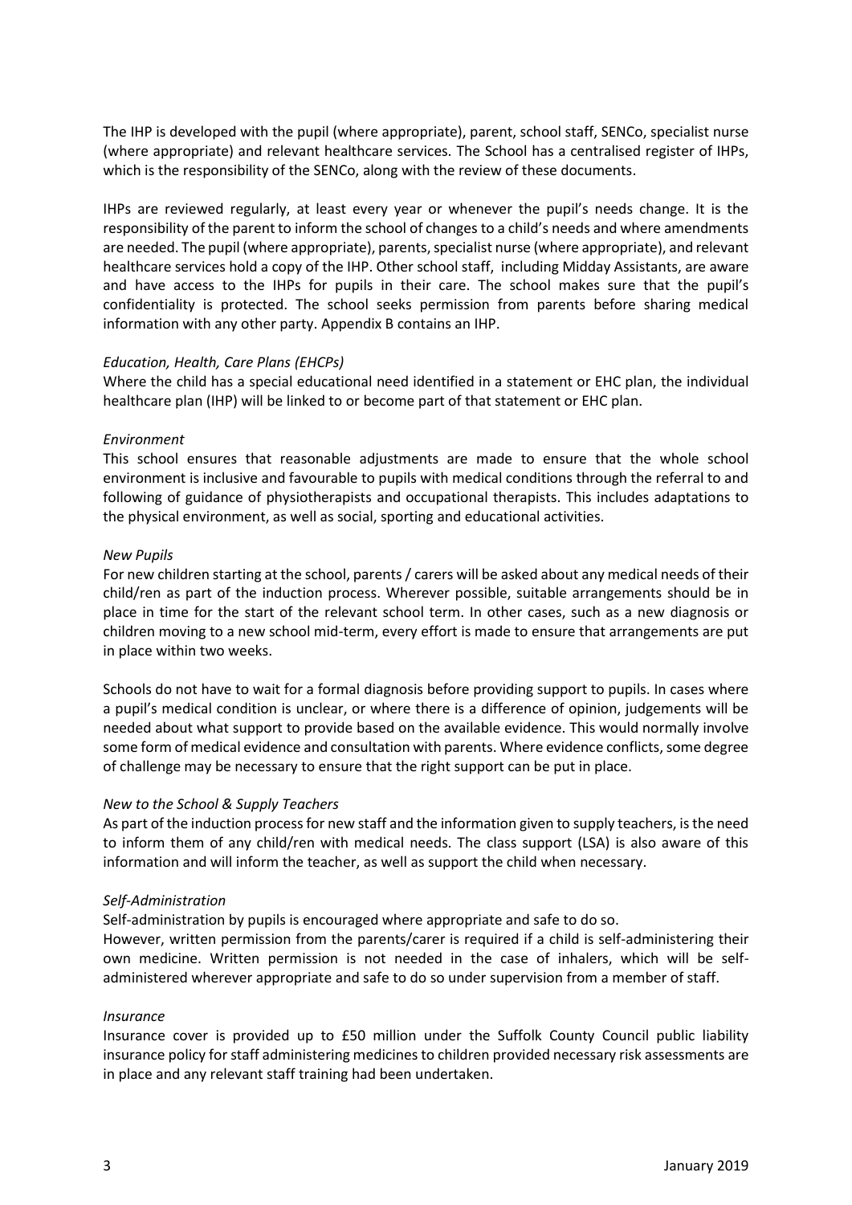The IHP is developed with the pupil (where appropriate), parent, school staff, SENCo, specialist nurse (where appropriate) and relevant healthcare services. The School has a centralised register of IHPs, which is the responsibility of the SENCo, along with the review of these documents.

IHPs are reviewed regularly, at least every year or whenever the pupil's needs change. It is the responsibility of the parent to inform the school of changes to a child's needs and where amendments are needed. The pupil (where appropriate), parents, specialist nurse (where appropriate), and relevant healthcare services hold a copy of the IHP. Other school staff, including Midday Assistants, are aware and have access to the IHPs for pupils in their care. The school makes sure that the pupil's confidentiality is protected. The school seeks permission from parents before sharing medical information with any other party. Appendix B contains an IHP.

*Education, Health, Care Plans (EHCPs)*

Where the child has a special educational need identified in a statement or EHC plan, the individual healthcare plan (IHP) will be linked to or become part of that statement or EHC plan.

*Environment*

This school ensures that reasonable adjustments are made to ensure that the whole school environment is inclusive and favourable to pupils with medical conditions through the referral to and following of guidance of physiotherapists and occupational therapists. This includes adaptations to the physical environment, as well as social, sporting and educational activities.

*New Pupils*

For new children starting at the school, parents / carers will be asked about any medical needs of their child/ren as part of the induction process. Wherever possible, suitable arrangements should be in place in time for the start of the relevant school term. In other cases, such as a new diagnosis or children moving to a new school mid-term, every effort is made to ensure that arrangements are put in place within two weeks.

Schools do not have to wait for a formal diagnosis before providing support to pupils. In cases where a pupil's medical condition is unclear, or where there is a difference of opinion, judgements will be needed about what support to provide based on the available evidence. This would normally involve some form of medical evidence and consultation with parents. Where evidence conflicts, some degree of challenge may be necessary to ensure that the right support can be put in place.

*New to the School & Supply Teachers*

As part of the induction process for new staff and the information given to supply teachers, is the need to inform them of any child/ren with medical needs. The class support (LSA) is also aware of this information and will inform the teacher, as well as support the child when necessary.

*Self-Administration*

Self-administration by pupils is encouraged where appropriate and safe to do so.
However, written permission from the parents/carer is required if a child is self-administering their own medicine. Written permission is not needed in the case of inhalers, which will be self-administered wherever appropriate and safe to do so under supervision from a member of staff.

*Insurance*

Insurance cover is provided up to £50 million under the Suffolk County Council public liability insurance policy for staff administering medicines to children provided necessary risk assessments are in place and any relevant staff training had been undertaken.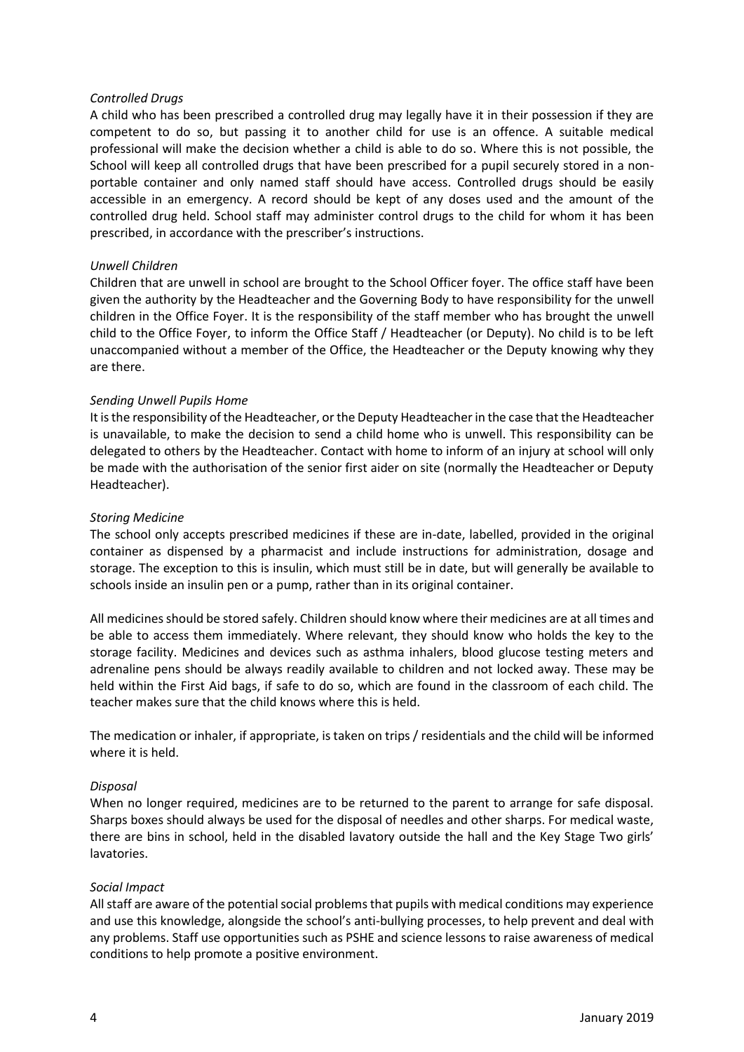*Controlled Drugs*

A child who has been prescribed a controlled drug may legally have it in their possession if they are competent to do so, but passing it to another child for use is an offence. A suitable medical professional will make the decision whether a child is able to do so. Where this is not possible, the School will keep all controlled drugs that have been prescribed for a pupil securely stored in a non-portable container and only named staff should have access. Controlled drugs should be easily accessible in an emergency. A record should be kept of any doses used and the amount of the controlled drug held. School staff may administer control drugs to the child for whom it has been prescribed, in accordance with the prescriber's instructions.

*Unwell Children*

Children that are unwell in school are brought to the School Officer foyer. The office staff have been given the authority by the Headteacher and the Governing Body to have responsibility for the unwell children in the Office Foyer. It is the responsibility of the staff member who has brought the unwell child to the Office Foyer, to inform the Office Staff / Headteacher (or Deputy). No child is to be left unaccompanied without a member of the Office, the Headteacher or the Deputy knowing why they are there.

*Sending Unwell Pupils Home*

It is the responsibility of the Headteacher, or the Deputy Headteacher in the case that the Headteacher is unavailable, to make the decision to send a child home who is unwell. This responsibility can be delegated to others by the Headteacher. Contact with home to inform of an injury at school will only be made with the authorisation of the senior first aider on site (normally the Headteacher or Deputy Headteacher).

*Storing Medicine*

The school only accepts prescribed medicines if these are in-date, labelled, provided in the original container as dispensed by a pharmacist and include instructions for administration, dosage and storage. The exception to this is insulin, which must still be in date, but will generally be available to schools inside an insulin pen or a pump, rather than in its original container.

All medicines should be stored safely. Children should know where their medicines are at all times and be able to access them immediately. Where relevant, they should know who holds the key to the storage facility. Medicines and devices such as asthma inhalers, blood glucose testing meters and adrenaline pens should be always readily available to children and not locked away. These may be held within the First Aid bags, if safe to do so, which are found in the classroom of each child. The teacher makes sure that the child knows where this is held.

The medication or inhaler, if appropriate, is taken on trips / residentials and the child will be informed where it is held.

*Disposal*

When no longer required, medicines are to be returned to the parent to arrange for safe disposal. Sharps boxes should always be used for the disposal of needles and other sharps. For medical waste, there are bins in school, held in the disabled lavatory outside the hall and the Key Stage Two girls' lavatories.

*Social Impact*

All staff are aware of the potential social problems that pupils with medical conditions may experience and use this knowledge, alongside the school's anti-bullying processes, to help prevent and deal with any problems. Staff use opportunities such as PSHE and science lessons to raise awareness of medical conditions to help promote a positive environment.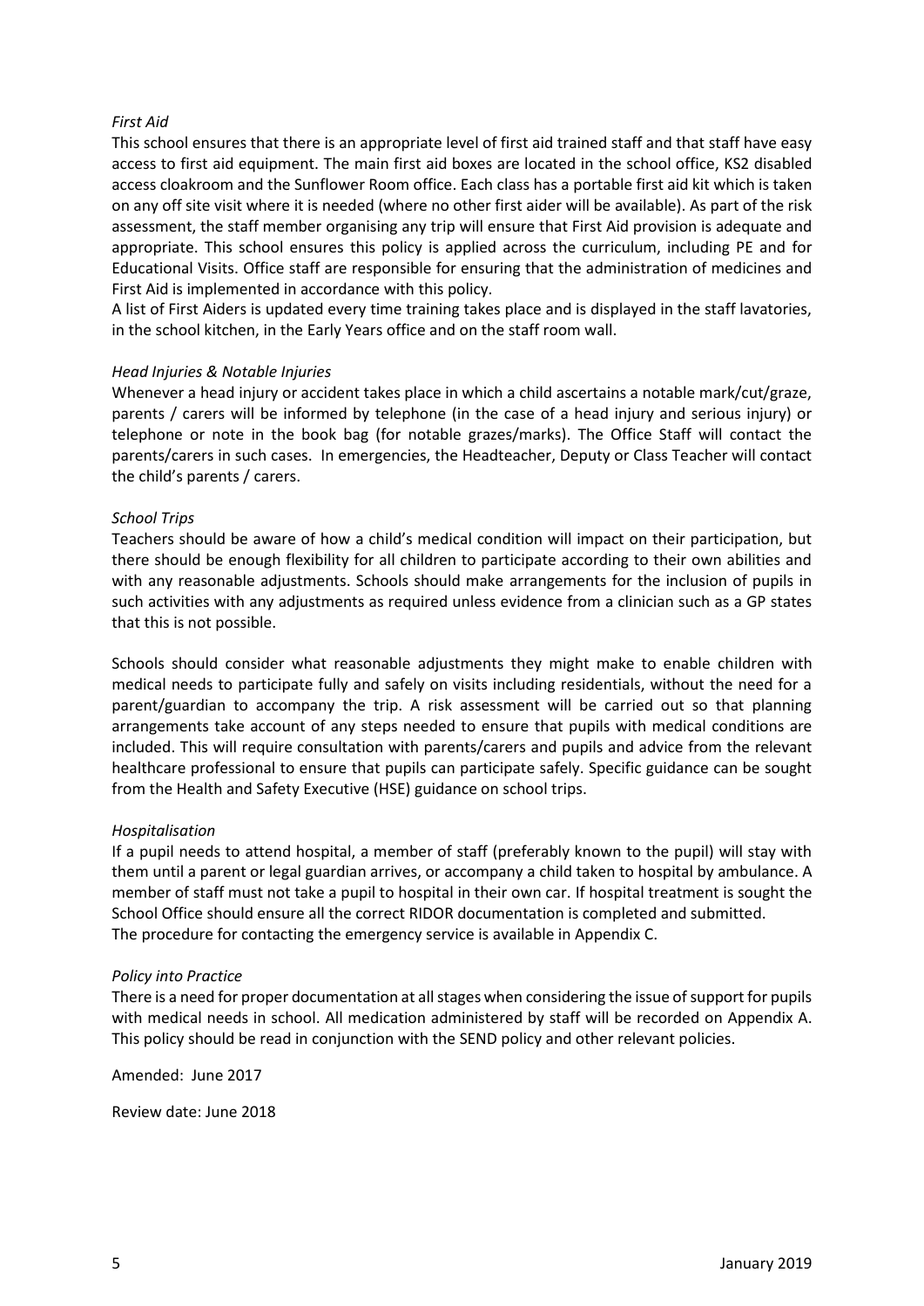*First Aid*

This school ensures that there is an appropriate level of first aid trained staff and that staff have easy access to first aid equipment. The main first aid boxes are located in the school office, KS2 disabled access cloakroom and the Sunflower Room office. Each class has a portable first aid kit which is taken on any off site visit where it is needed (where no other first aider will be available). As part of the risk assessment, the staff member organising any trip will ensure that First Aid provision is adequate and appropriate. This school ensures this policy is applied across the curriculum, including PE and for Educational Visits. Office staff are responsible for ensuring that the administration of medicines and First Aid is implemented in accordance with this policy.

A list of First Aiders is updated every time training takes place and is displayed in the staff lavatories, in the school kitchen, in the Early Years office and on the staff room wall.

*Head Injuries & Notable Injuries*

Whenever a head injury or accident takes place in which a child ascertains a notable mark/cut/graze, parents / carers will be informed by telephone (in the case of a head injury and serious injury) or telephone or note in the book bag (for notable grazes/marks). The Office Staff will contact the parents/carers in such cases. In emergencies, the Headteacher, Deputy or Class Teacher will contact the child's parents / carers.

*School Trips*

Teachers should be aware of how a child's medical condition will impact on their participation, but there should be enough flexibility for all children to participate according to their own abilities and with any reasonable adjustments. Schools should make arrangements for the inclusion of pupils in such activities with any adjustments as required unless evidence from a clinician such as a GP states that this is not possible.

Schools should consider what reasonable adjustments they might make to enable children with medical needs to participate fully and safely on visits including residentials, without the need for a parent/guardian to accompany the trip. A risk assessment will be carried out so that planning arrangements take account of any steps needed to ensure that pupils with medical conditions are included. This will require consultation with parents/carers and pupils and advice from the relevant healthcare professional to ensure that pupils can participate safely. Specific guidance can be sought from the Health and Safety Executive (HSE) guidance on school trips.

*Hospitalisation*

If a pupil needs to attend hospital, a member of staff (preferably known to the pupil) will stay with them until a parent or legal guardian arrives, or accompany a child taken to hospital by ambulance. A member of staff must not take a pupil to hospital in their own car. If hospital treatment is sought the School Office should ensure all the correct RIDOR documentation is completed and submitted.
The procedure for contacting the emergency service is available in Appendix C.

*Policy into Practice*

There is a need for proper documentation at all stages when considering the issue of support for pupils with medical needs in school. All medication administered by staff will be recorded on Appendix A. This policy should be read in conjunction with the SEND policy and other relevant policies.

Amended: June 2017

Review date: June 2018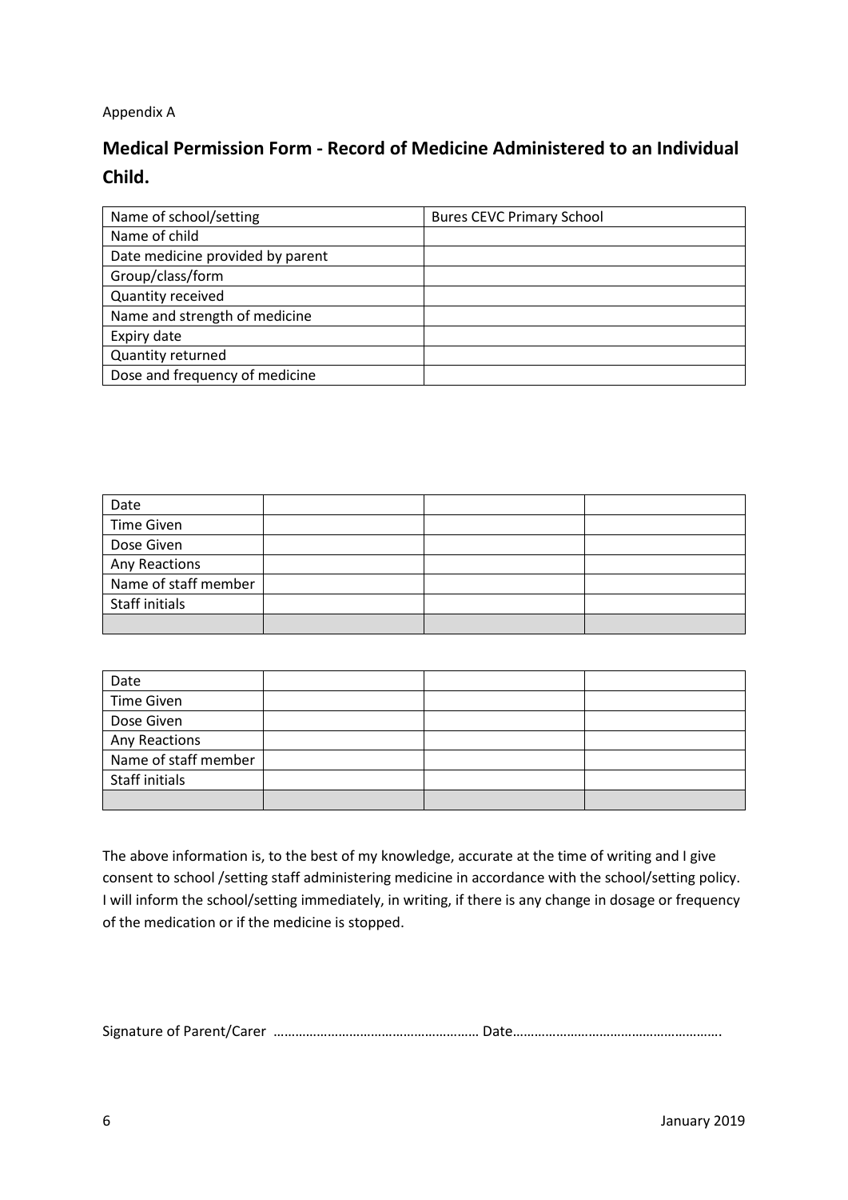Appendix A

## Medical Permission Form - Record of Medicine Administered to an Individual Child.

| Name of school/setting | Bures CEVC Primary School |
|---|---|
| Name of child | |
| Date medicine provided by parent | |
| Group/class/form | |
| Quantity received | |
| Name and strength of medicine | |
| Expiry date | |
| Quantity returned | |
| Dose and frequency of medicine | |

| Date | | | |
|---|---|---|---|
| Time Given | | | |
| Dose Given | | | |
| Any Reactions | | | |
| Name of staff member | | | |
| Staff initials | | | |
| | | | |

| Date | | | |
|---|---|---|---|
| Time Given | | | |
| Dose Given | | | |
| Any Reactions | | | |
| Name of staff member | | | |
| Staff initials | | | |
| | | | |

The above information is, to the best of my knowledge, accurate at the time of writing and I give consent to school /setting staff administering medicine in accordance with the school/setting policy. I will inform the school/setting immediately, in writing, if there is any change in dosage or frequency of the medication or if the medicine is stopped.

Signature of Parent/Carer ………………………………………………… Date………………………………………………….

January 2019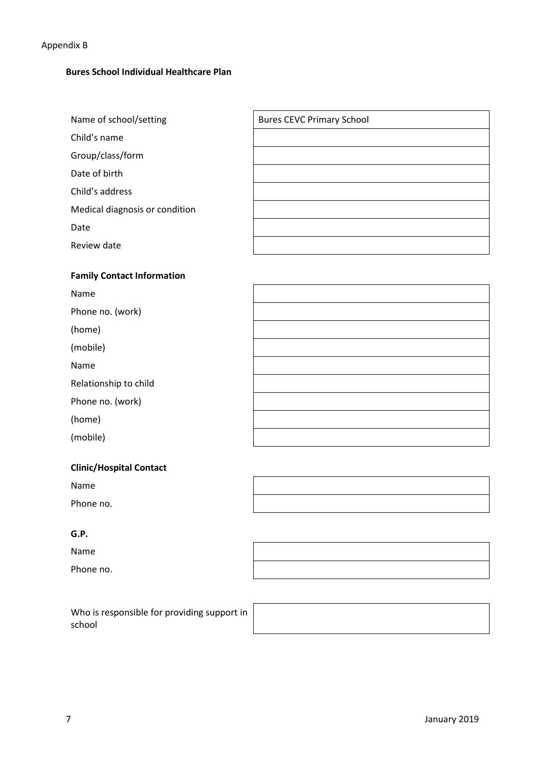Appendix B

**Bures School Individual Healthcare Plan**

| | |
|---|---|
| Name of school/setting | Bures CEVC Primary School |
| Child's name | |
| Group/class/form | |
| Date of birth | |
| Child's address | |
| Medical diagnosis or condition | |
| Date | |
| Review date | |

**Family Contact Information**

| | |
|---|---|
| Name | |
| Phone no. (work) | |
| (home) | |
| (mobile) | |
| Name | |
| Relationship to child | |
| Phone no. (work) | |
| (home) | |
| (mobile) | |

**Clinic/Hospital Contact**

| | |
|---|---|
| Name | |
| Phone no. | |

**G.P.**

| | |
|---|---|
| Name | |
| Phone no. | |

| | |
|---|---|
| Who is responsible for providing support in school | |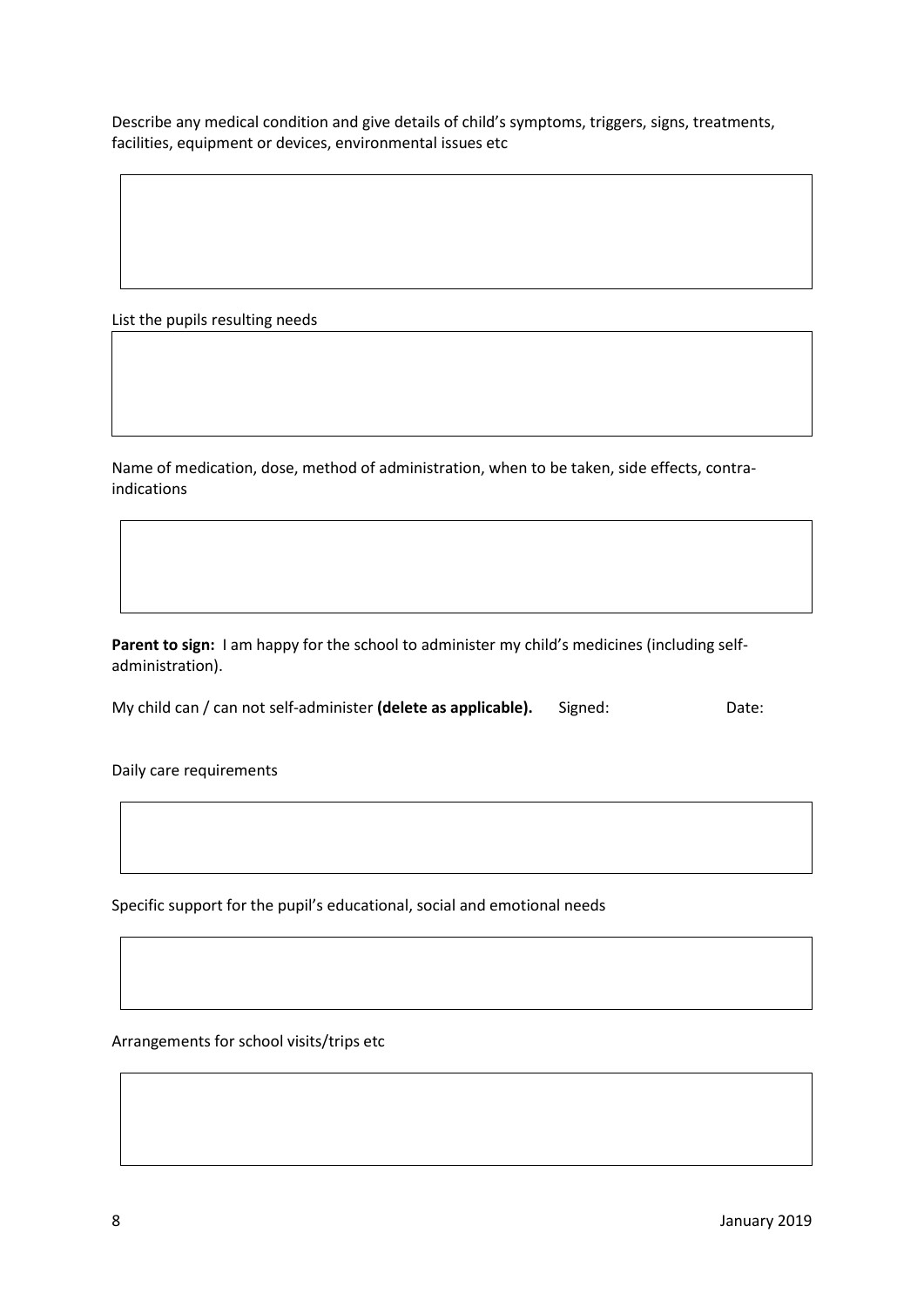Describe any medical condition and give details of child's symptoms, triggers, signs, treatments, facilities, equipment or devices, environmental issues etc

|   |
|---|
|   |

List the pupils resulting needs

|   |
|---|
|   |

Name of medication, dose, method of administration, when to be taken, side effects, contra-indications

|   |
|---|
|   |

**Parent to sign:** I am happy for the school to administer my child's medicines (including self-administration).

My child can / can not self-administer **(delete as applicable).** Signed: Date:

Daily care requirements

|   |
|---|
|   |

Specific support for the pupil's educational, social and emotional needs

|   |
|---|
|   |

Arrangements for school visits/trips etc

|   |
|---|
|   |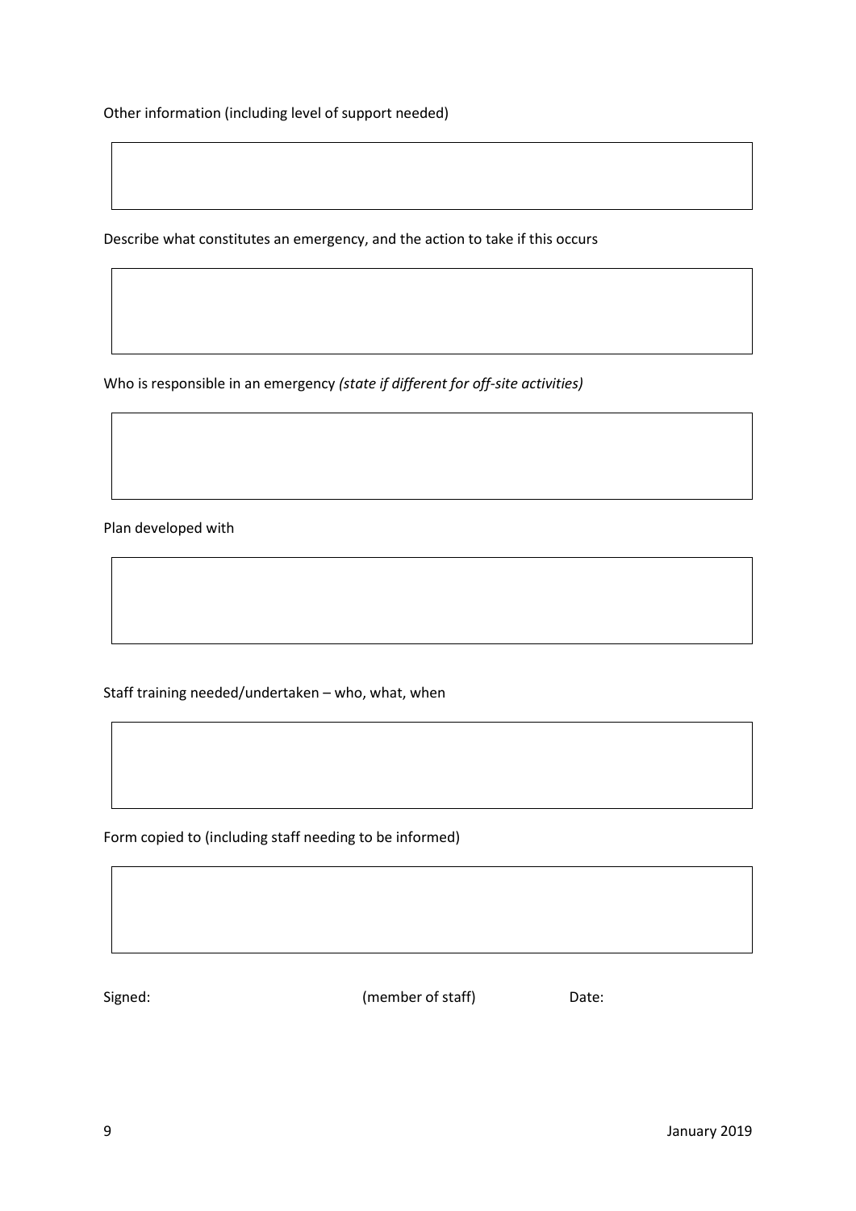Other information (including level of support needed)

Describe what constitutes an emergency, and the action to take if this occurs

Who is responsible in an emergency *(state if different for off-site activities)*

Plan developed with

Staff training needed/undertaken – who, what, when

Form copied to (including staff needing to be informed)

Signed: (member of staff) Date: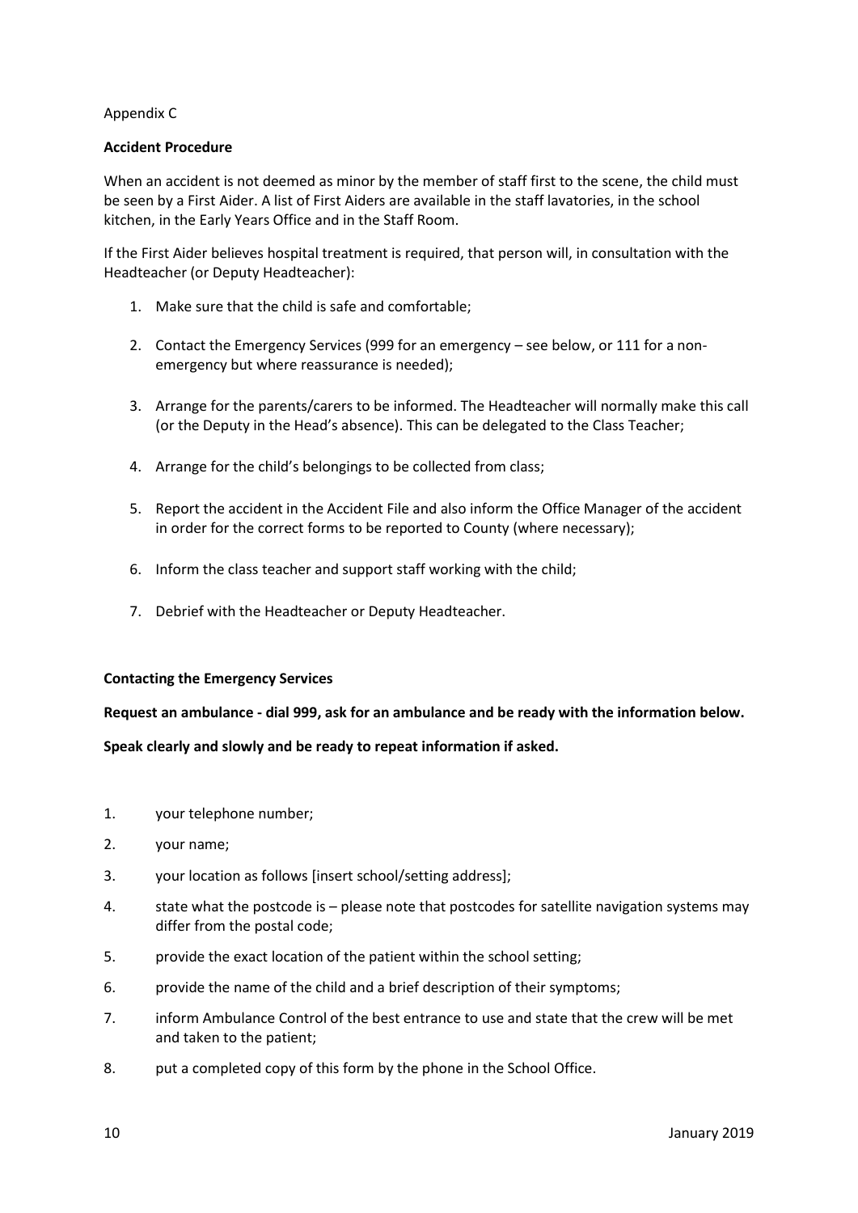Appendix C

**Accident Procedure**

When an accident is not deemed as minor by the member of staff first to the scene, the child must be seen by a First Aider. A list of First Aiders are available in the staff lavatories, in the school kitchen, in the Early Years Office and in the Staff Room.

If the First Aider believes hospital treatment is required, that person will, in consultation with the Headteacher (or Deputy Headteacher):

1. Make sure that the child is safe and comfortable;
2. Contact the Emergency Services (999 for an emergency – see below, or 111 for a non-emergency but where reassurance is needed);
3. Arrange for the parents/carers to be informed. The Headteacher will normally make this call (or the Deputy in the Head's absence). This can be delegated to the Class Teacher;
4. Arrange for the child's belongings to be collected from class;
5. Report the accident in the Accident File and also inform the Office Manager of the accident in order for the correct forms to be reported to County (where necessary);
6. Inform the class teacher and support staff working with the child;
7. Debrief with the Headteacher or Deputy Headteacher.

**Contacting the Emergency Services**

**Request an ambulance - dial 999, ask for an ambulance and be ready with the information below.**

**Speak clearly and slowly and be ready to repeat information if asked.**

1. your telephone number;
2. your name;
3. your location as follows [insert school/setting address];
4. state what the postcode is – please note that postcodes for satellite navigation systems may differ from the postal code;
5. provide the exact location of the patient within the school setting;
6. provide the name of the child and a brief description of their symptoms;
7. inform Ambulance Control of the best entrance to use and state that the crew will be met and taken to the patient;
8. put a completed copy of this form by the phone in the School Office.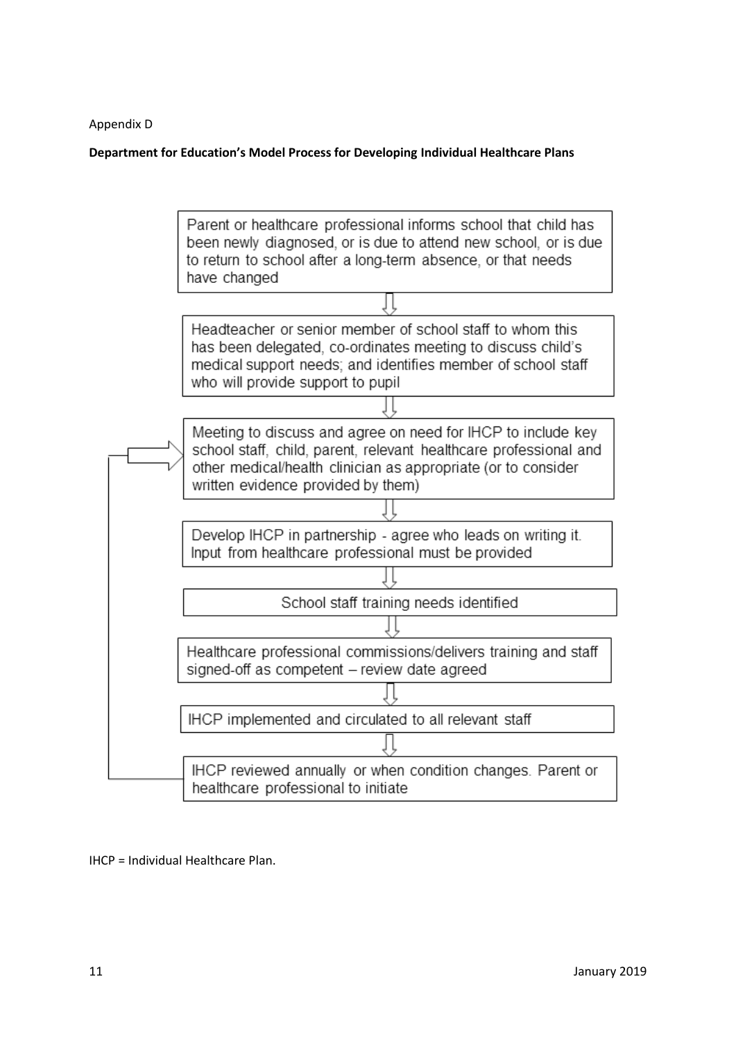Appendix D

**Department for Education's Model Process for Developing Individual Healthcare Plans**

Parent or healthcare professional informs school that child has been newly diagnosed, or is due to attend new school, or is due to return to school after a long-term absence, or that needs have changed

Headteacher or senior member of school staff to whom this has been delegated, co-ordinates meeting to discuss child's medical support needs; and identifies member of school staff who will provide support to pupil

Meeting to discuss and agree on need for IHCP to include key school staff, child, parent, relevant healthcare professional and other medical/health clinician as appropriate (or to consider written evidence provided by them)

Develop IHCP in partnership - agree who leads on writing it. Input from healthcare professional must be provided

School staff training needs identified

Healthcare professional commissions/delivers training and staff signed-off as competent – review date agreed

IHCP implemented and circulated to all relevant staff

IHCP reviewed annually or when condition changes. Parent or healthcare professional to initiate

IHCP = Individual Healthcare Plan.